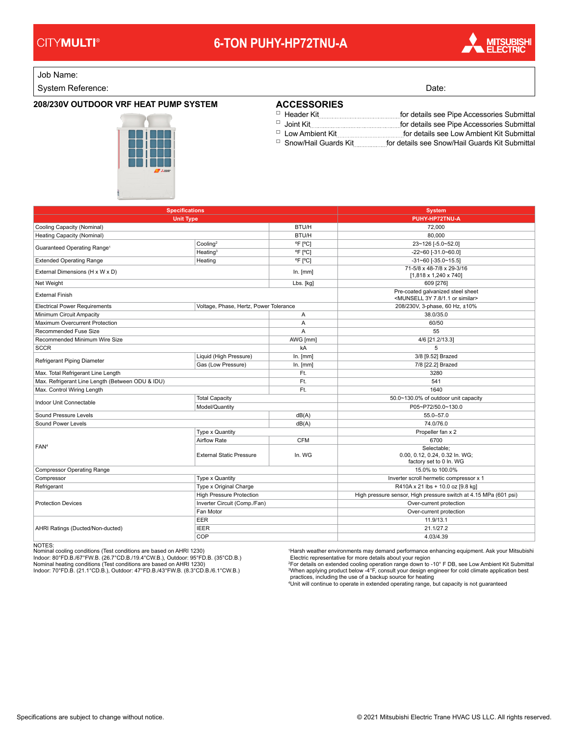CITYMULTI®

# 6-TON PUHY-HP72TNU-A

MITSUBISHI ELECTRIC

Job Name:

System Reference: Date:

## 208/230V OUTDOOR VRF HEAT PUMP SYSTEM

## ACCESSORIES

- ☐ Header Kit ............ for details see Pipe Accessories Submittal
- ☐ Joint Kit ............ for details see Pipe Accessories Submittal
- ☐ Low Ambient Kit ............ for details see Low Ambient Kit Submittal
- ☐ Snow/Hail Guards Kit ............ for details see Snow/Hail Guards Kit Submittal

| Specifications | | | System |
|---|---|---|---|
| Unit Type | | | PUHY-HP72TNU-A |
| Cooling Capacity (Nominal) | | BTU/H | 72,000 |
| Heating Capacity (Nominal) | | BTU/H | 80,000 |
| Guaranteed Operating Range[1] | Cooling[2] | °F [°C] | 23~126 [-5.0~52.0] |
| | Heating[3] | °F [°C] | -22~60 [-31.0~60.0] |
| Extended Operating Range | Heating | °F [°C] | -31~60 [-35.0~15.5] |
| External Dimensions (H x W x D) | | In. [mm] | 71-5/8 x 48-7/8 x 29-3/16 [1,818 x 1,240 x 740] |
| Net Weight | | Lbs. [kg] | 609 [276] |
| External Finish | | | Pre-coated galvanized steel sheet <MUNSELL 3Y 7.8/1.1 or similar> |
| Electrical Power Requirements | Voltage, Phase, Hertz, Power Tolerance | | 208/230V, 3-phase, 60 Hz, ±10% |
| Minimum Circuit Ampacity | | A | 38.0/35.0 |
| Maximum Overcurrent Protection | | A | 60/50 |
| Recommended Fuse Size | | A | 55 |
| Recommended Minimum Wire Size | | AWG [mm] | 4/6 [21.2/13.3] |
| SCCR | | kA | 5 |
| Refrigerant Piping Diameter | Liquid (High Pressure) | In. [mm] | 3/8 [9.52] Brazed |
| | Gas (Low Pressure) | In. [mm] | 7/8 [22.2] Brazed |
| Max. Total Refrigerant Line Length | | Ft. | 3280 |
| Max. Refrigerant Line Length (Between ODU & IDU) | | Ft. | 541 |
| Max. Control Wiring Length | | Ft. | 1640 |
| Indoor Unit Connectable | Total Capacity | | 50.0~130.0% of outdoor unit capacity |
| | Model/Quantity | | P05~P72/50.0~130.0 |
| Sound Pressure Levels | | dB(A) | 55.0–57.0 |
| Sound Power Levels | | dB(A) | 74.0/76.0 |
| FAN[4] | Type x Quantity | | Propeller fan x 2 |
| | Airflow Rate | CFM | 6700 |
| | External Static Pressure | In. WG | Selectable; 0.00, 0.12, 0.24, 0.32 In. WG; factory set to 0 In. WG |
| Compressor Operating Range | | | 15.0% to 100.0% |
| Compressor | Type x Quantity | | Inverter scroll hermetic compressor x 1 |
| Refrigerant | Type x Original Charge | | R410A x 21 lbs + 10.0 oz [9.8 kg] |
| Protection Devices | High Pressure Protection | | High pressure sensor, High pressure switch at 4.15 MPa (601 psi) |
| | Inverter Circuit (Comp./Fan) | | Over-current protection |
| | Fan Motor | | Over-current protection |
| AHRI Ratings (Ducted/Non-ducted) | EER | | 11.9/13.1 |
| | IEER | | 21.1/27.2 |
| | COP | | 4.03/4.39 |

NOTES:
Nominal cooling conditions (Test conditions are based on AHRI 1230)
Indoor: 80°FD.B./67°FW.B. (26.7°CD.B./19.4°CW.B.), Outdoor: 95°FD.B. (35°CD.B.)
Nominal heating conditions (Test conditions are based on AHRI 1230)
Indoor: 70°FD.B. (21.1°CD.B.), Outdoor: 47°FD.B./43°FW.B. (8.3°CD.B./6.1°CW.B.)

[1]Harsh weather environments may demand performance enhancing equipment. Ask your Mitsubishi Electric representative for more details about your region
[2]For details on extended cooling operation range down to -10° F DB, see Low Ambient Kit Submittal
[3]When applying product below -4°F, consult your design engineer for cold climate application best practices, including the use of a backup source for heating
[4]Unit will continue to operate in extended operating range, but capacity is not guaranteed

Specifications are subject to change without notice.

© 2021 Mitsubishi Electric Trane HVAC US LLC. All rights reserved.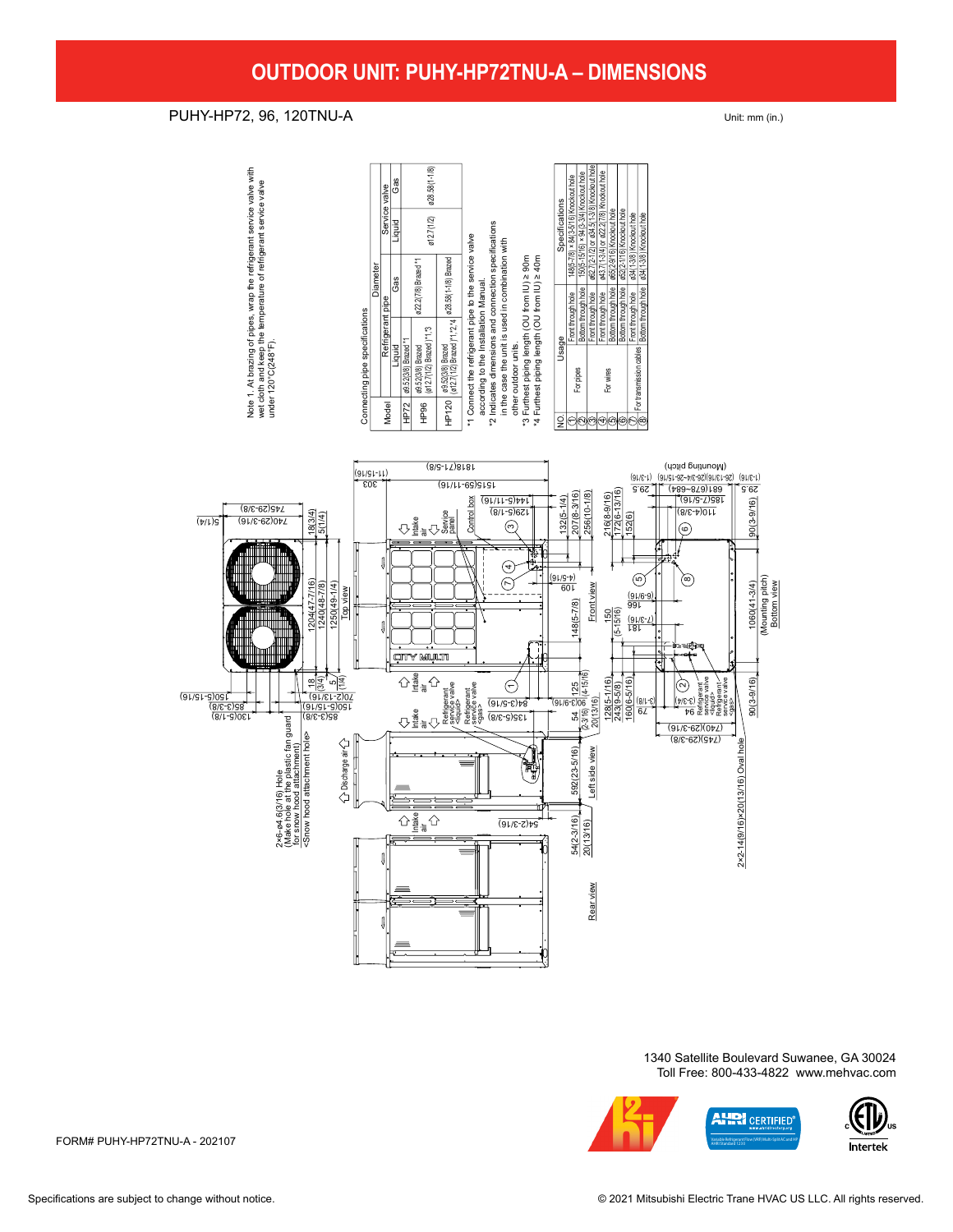# OUTDOOR UNIT: PUHY-HP72TNU-A – DIMENSIONS

PUHY-HP72, 96, 120TNU-A

Unit: mm (in.)

Note 1. At brazing of pipes, wrap the refrigerant service valve with wet cloth and keep the temperature of refrigerant service valve under 120°C(248°F).

Connecting pipe specifications

| Model | Refrigerant pipe Liquid | Refrigerant pipe Gas | Service valve Liquid | Service valve Gas |
|---|---|---|---|---|
| HP72 | ø9.52(3/8) Brazed *1 | ø22.2(7/8) Brazed *1 | ø12.7(1/2) | ø28.58(1-1/8) |
| HP96 | ø9.52(3/8) Brazed (ø12.7(1/2) Brazed )*1*3 | ø22.2(7/8) Brazed *1 | ø12.7(1/2) | ø28.58(1-1/8) |
| HP120 | ø9.52(3/8) Brazed (ø12.7(1/2) Brazed )*1*2*4 | ø28.58(1-1/8) Brazed | ø12.7(1/2) | ø28.58(1-1/8) |

*1 Connect the refrigerant pipe to the service valve according to the Installation Manual.
*2 Indicates dimensions and connection specifications in the case the unit is used in combination with other outdoor units.
*3 Furthest piping length (OU from IU) ≥ 90m
*4 Furthest piping length (OU from IU) ≥ 40m

| NO. | Usage | | Specifications |
|---|---|---|---|
| ① | For pipes | Front through hole | 148(5-7/8) × 84(3-5/16) Knockout hole |
| ② | | Bottom through hole | 150(5-15/16) × 94 (3-3/4) Knockout hole |
| ③ | For wires | Front through hole | ø62.7(2-1/2) or ø34.5(1-3/8) Knockout hole |
| ④ | | Front through hole | ø43.7(1-3/4) or ø22.2(7/8) Knockout hole |
| ⑤ | | Bottom through hole | ø65(2-9/16) Knockout hole |
| ⑥ | | Bottom through hole | ø52(2-1/16) Knockout hole |
| ⑦ | For transmission cables | Front through hole | ø34(1-3/8) Knockout hole |
| ⑧ | | Bottom through hole | ø34(1-3/8) Knockout hole |

2×6-ø4.6(3/16) Hole (Make hole at the plastic fan guard for snow hood attachment) <Snow hood attachment hole>

Top view

745(29-3/8)
740(29-3/16)
5(1/4)
18(3/4)
5(1/4)
1204(47-7/16)
1240(48-7/8)
1250(49-1/4)
18 (3/4)
5 (1/4)
150(5-15/16)
85(3-3/8)
130(5-1/8)
70(2-13/16)
150(5-15/16)
85(3-3/8)

Discharge air

Front view

1818(71-5/8)
1515(59-11/16)
303 (11-15/16)
144(5-11/16)
129(5-1/8)
109 (4-5/16)
148(5-7/8)
132(5-1/4)
207(8-3/16)
256(10-1/8)
125 (4-15/16)
90(3-9/16)
84(3-5/16)
135(5-3/8)
54 (2-3/16)
20(13/16)
Intake air
Service panel
Control box
Refrigerant service valve <liquid>
Refrigerant service valve <gas>

Left side view

592(23-5/16)
54(2-3/16)
20(13/16)

Rear view

Bottom view

216(8-9/16)
172(6-13/16)
152(6)
150 (5-15/16)
181 (7-1/8)
166 (6-9/16)
128(5-1/16)
243(9-5/8)
160(6-5/16)
79 (3-1/8)
94 (3-3/4)
(740)(29-3/16)
(745)(29-3/8)
110(4-3/8)
185(7-5/16)
681(678~684)(26-13/16)(26-3/4~26-15/16)
29.5 (1-3/16)
(Mounting pitch)
90(3-9/16)
1060(41-3/4) (Mounting pitch)
90(3-9/16)
Refrigerant service valve <liquid>
Refrigerant service valve <gas>

2×2-14(9/16)×20(13/16) Oval hole

1340 Satellite Boulevard Suwanee, GA 30024
Toll Free: 800-433-4822 www.mehvac.com

FORM# PUHY-HP72TNU-A - 202107

Specifications are subject to change without notice.

© 2021 Mitsubishi Electric Trane HVAC US LLC. All rights reserved.